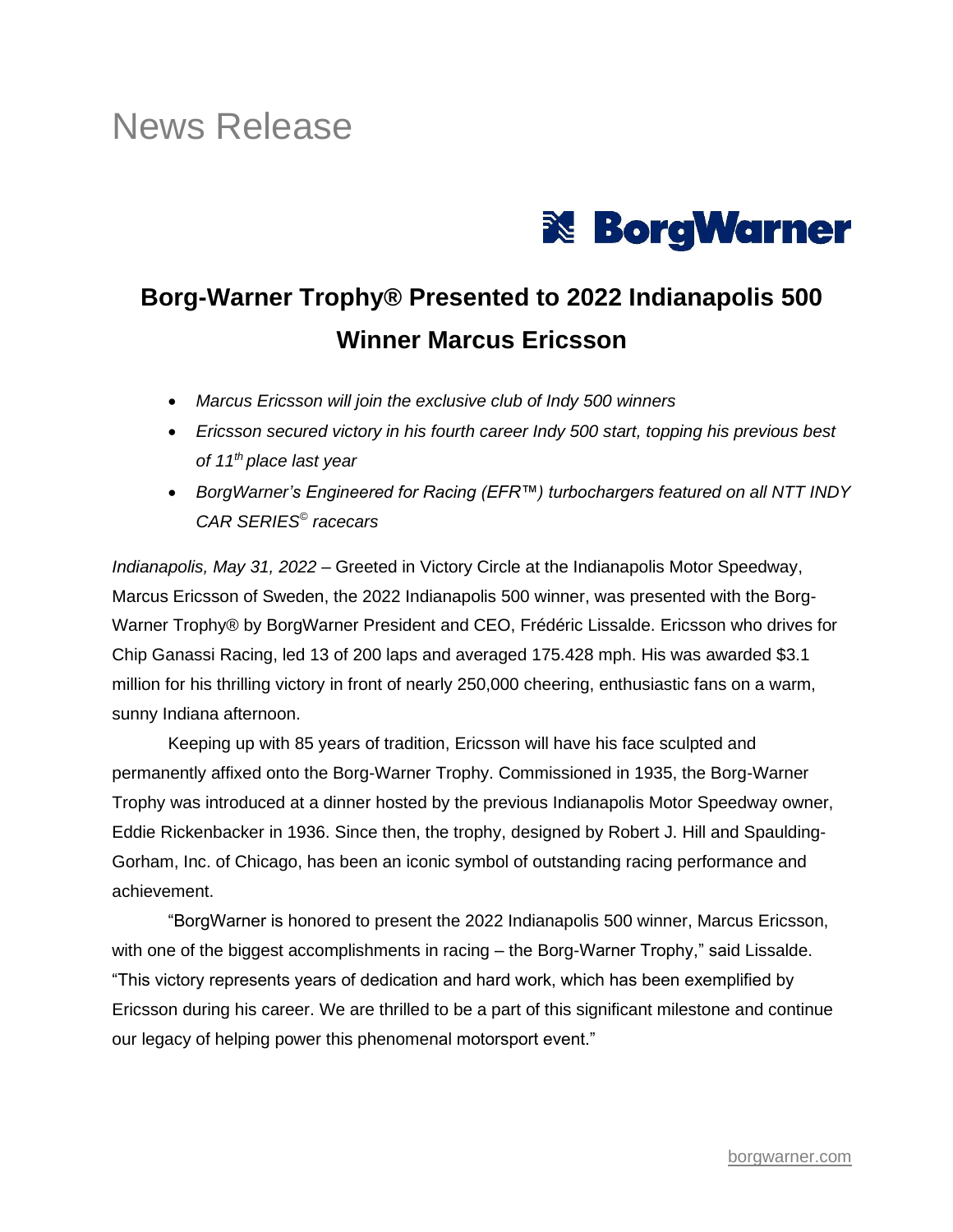# News Release

BorgWarner

## Borg-Warner Trophy® Presented to 2022 Indianapolis 500 Winner Marcus Ericsson

- *Marcus Ericsson will join the exclusive club of Indy 500 winners*
- *Ericsson secured victory in his fourth career Indy 500 start, topping his previous best of 11th place last year*
- *BorgWarner's Engineered for Racing (EFR™) turbochargers featured on all NTT INDY CAR SERIES© racecars*

*Indianapolis, May 31, 2022* – Greeted in Victory Circle at the Indianapolis Motor Speedway, Marcus Ericsson of Sweden, the 2022 Indianapolis 500 winner, was presented with the Borg-Warner Trophy® by BorgWarner President and CEO, Frédéric Lissalde. Ericsson who drives for Chip Ganassi Racing, led 13 of 200 laps and averaged 175.428 mph. His was awarded $3.1 million for his thrilling victory in front of nearly 250,000 cheering, enthusiastic fans on a warm, sunny Indiana afternoon.

Keeping up with 85 years of tradition, Ericsson will have his face sculpted and permanently affixed onto the Borg-Warner Trophy. Commissioned in 1935, the Borg-Warner Trophy was introduced at a dinner hosted by the previous Indianapolis Motor Speedway owner, Eddie Rickenbacker in 1936. Since then, the trophy, designed by Robert J. Hill and Spaulding-Gorham, Inc. of Chicago, has been an iconic symbol of outstanding racing performance and achievement.

"BorgWarner is honored to present the 2022 Indianapolis 500 winner, Marcus Ericsson, with one of the biggest accomplishments in racing – the Borg-Warner Trophy," said Lissalde. "This victory represents years of dedication and hard work, which has been exemplified by Ericsson during his career. We are thrilled to be a part of this significant milestone and continue our legacy of helping power this phenomenal motorsport event."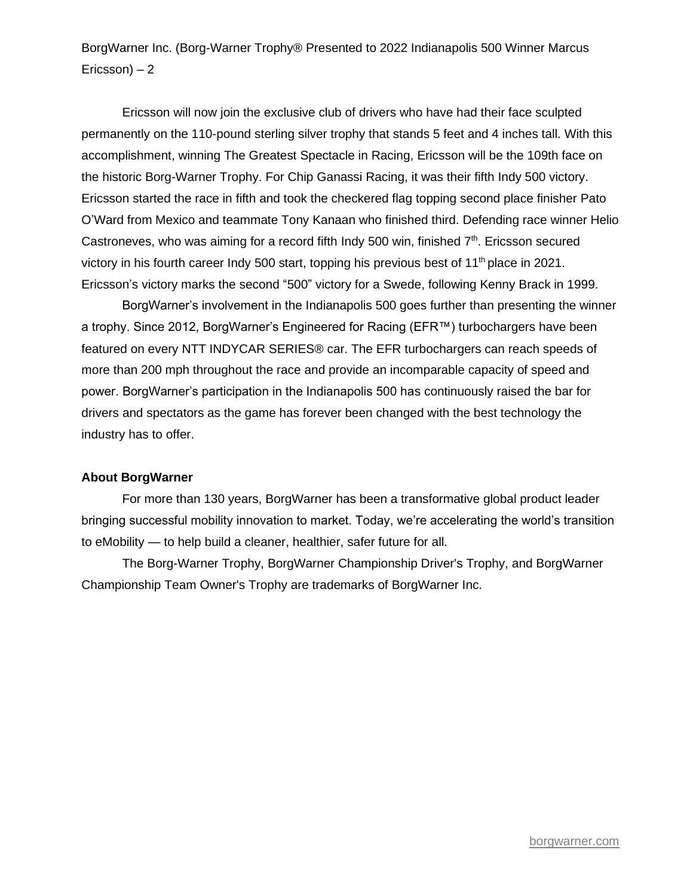Ericsson will now join the exclusive club of drivers who have had their face sculpted permanently on the 110-pound sterling silver trophy that stands 5 feet and 4 inches tall. With this accomplishment, winning The Greatest Spectacle in Racing, Ericsson will be the 109th face on the historic Borg-Warner Trophy. For Chip Ganassi Racing, it was their fifth Indy 500 victory. Ericsson started the race in fifth and took the checkered flag topping second place finisher Pato O'Ward from Mexico and teammate Tony Kanaan who finished third. Defending race winner Helio Castroneves, who was aiming for a record fifth Indy 500 win, finished 7th. Ericsson secured victory in his fourth career Indy 500 start, topping his previous best of 11th place in 2021. Ericsson's victory marks the second "500" victory for a Swede, following Kenny Brack in 1999.

BorgWarner's involvement in the Indianapolis 500 goes further than presenting the winner a trophy. Since 2012, BorgWarner's Engineered for Racing (EFR™) turbochargers have been featured on every NTT INDYCAR SERIES® car. The EFR turbochargers can reach speeds of more than 200 mph throughout the race and provide an incomparable capacity of speed and power. BorgWarner's participation in the Indianapolis 500 has continuously raised the bar for drivers and spectators as the game has forever been changed with the best technology the industry has to offer.

**About BorgWarner**

For more than 130 years, BorgWarner has been a transformative global product leader bringing successful mobility innovation to market. Today, we're accelerating the world's transition to eMobility — to help build a cleaner, healthier, safer future for all.

The Borg-Warner Trophy, BorgWarner Championship Driver's Trophy, and BorgWarner Championship Team Owner's Trophy are trademarks of BorgWarner Inc.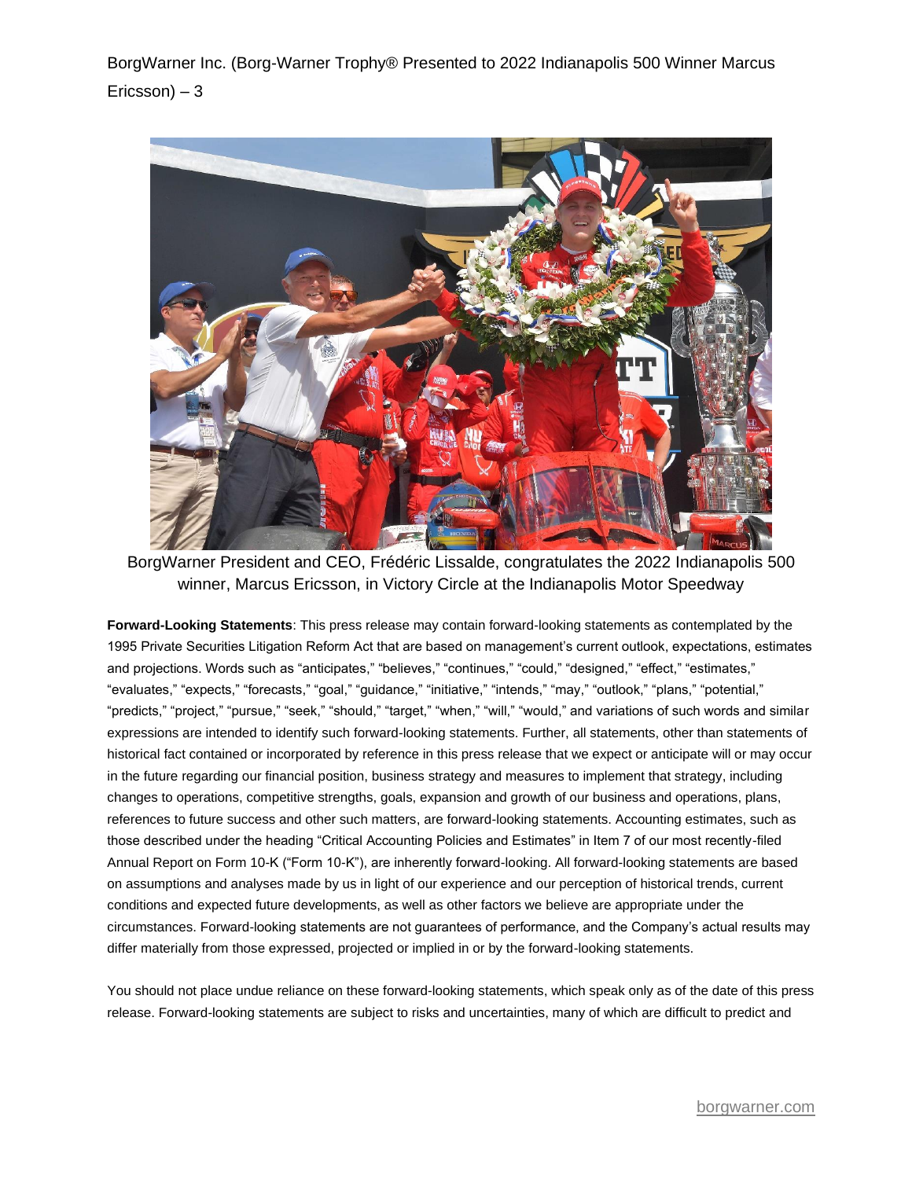BorgWarner President and CEO, Frédéric Lissalde, congratulates the 2022 Indianapolis 500 winner, Marcus Ericsson, in Victory Circle at the Indianapolis Motor Speedway

**Forward-Looking Statements**: This press release may contain forward-looking statements as contemplated by the 1995 Private Securities Litigation Reform Act that are based on management's current outlook, expectations, estimates and projections. Words such as "anticipates," "believes," "continues," "could," "designed," "effect," "estimates," "evaluates," "expects," "forecasts," "goal," "guidance," "initiative," "intends," "may," "outlook," "plans," "potential," "predicts," "project," "pursue," "seek," "should," "target," "when," "will," "would," and variations of such words and similar expressions are intended to identify such forward-looking statements. Further, all statements, other than statements of historical fact contained or incorporated by reference in this press release that we expect or anticipate will or may occur in the future regarding our financial position, business strategy and measures to implement that strategy, including changes to operations, competitive strengths, goals, expansion and growth of our business and operations, plans, references to future success and other such matters, are forward-looking statements. Accounting estimates, such as those described under the heading "Critical Accounting Policies and Estimates" in Item 7 of our most recently-filed Annual Report on Form 10-K ("Form 10-K"), are inherently forward-looking. All forward-looking statements are based on assumptions and analyses made by us in light of our experience and our perception of historical trends, current conditions and expected future developments, as well as other factors we believe are appropriate under the circumstances. Forward-looking statements are not guarantees of performance, and the Company's actual results may differ materially from those expressed, projected or implied in or by the forward-looking statements.

You should not place undue reliance on these forward-looking statements, which speak only as of the date of this press release. Forward-looking statements are subject to risks and uncertainties, many of which are difficult to predict and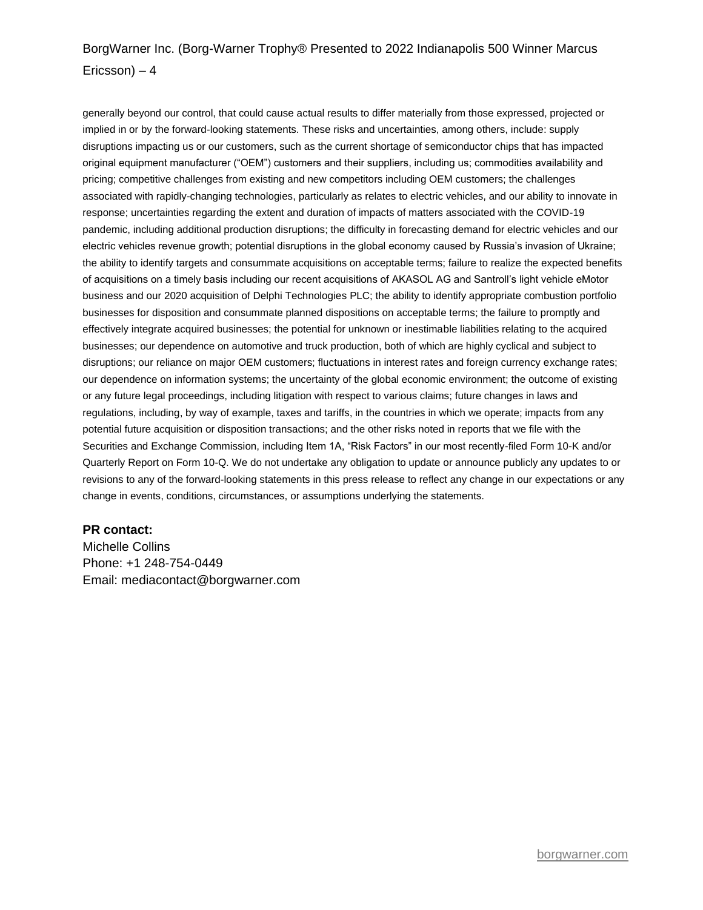generally beyond our control, that could cause actual results to differ materially from those expressed, projected or implied in or by the forward-looking statements. These risks and uncertainties, among others, include: supply disruptions impacting us or our customers, such as the current shortage of semiconductor chips that has impacted original equipment manufacturer ("OEM") customers and their suppliers, including us; commodities availability and pricing; competitive challenges from existing and new competitors including OEM customers; the challenges associated with rapidly-changing technologies, particularly as relates to electric vehicles, and our ability to innovate in response; uncertainties regarding the extent and duration of impacts of matters associated with the COVID-19 pandemic, including additional production disruptions; the difficulty in forecasting demand for electric vehicles and our electric vehicles revenue growth; potential disruptions in the global economy caused by Russia's invasion of Ukraine; the ability to identify targets and consummate acquisitions on acceptable terms; failure to realize the expected benefits of acquisitions on a timely basis including our recent acquisitions of AKASOL AG and Santroll's light vehicle eMotor business and our 2020 acquisition of Delphi Technologies PLC; the ability to identify appropriate combustion portfolio businesses for disposition and consummate planned dispositions on acceptable terms; the failure to promptly and effectively integrate acquired businesses; the potential for unknown or inestimable liabilities relating to the acquired businesses; our dependence on automotive and truck production, both of which are highly cyclical and subject to disruptions; our reliance on major OEM customers; fluctuations in interest rates and foreign currency exchange rates; our dependence on information systems; the uncertainty of the global economic environment; the outcome of existing or any future legal proceedings, including litigation with respect to various claims; future changes in laws and regulations, including, by way of example, taxes and tariffs, in the countries in which we operate; impacts from any potential future acquisition or disposition transactions; and the other risks noted in reports that we file with the Securities and Exchange Commission, including Item 1A, "Risk Factors" in our most recently-filed Form 10-K and/or Quarterly Report on Form 10-Q. We do not undertake any obligation to update or announce publicly any updates to or revisions to any of the forward-looking statements in this press release to reflect any change in our expectations or any change in events, conditions, circumstances, or assumptions underlying the statements.

**PR contact:**
Michelle Collins
Phone: +1 248-754-0449
Email: mediacontact@borgwarner.com